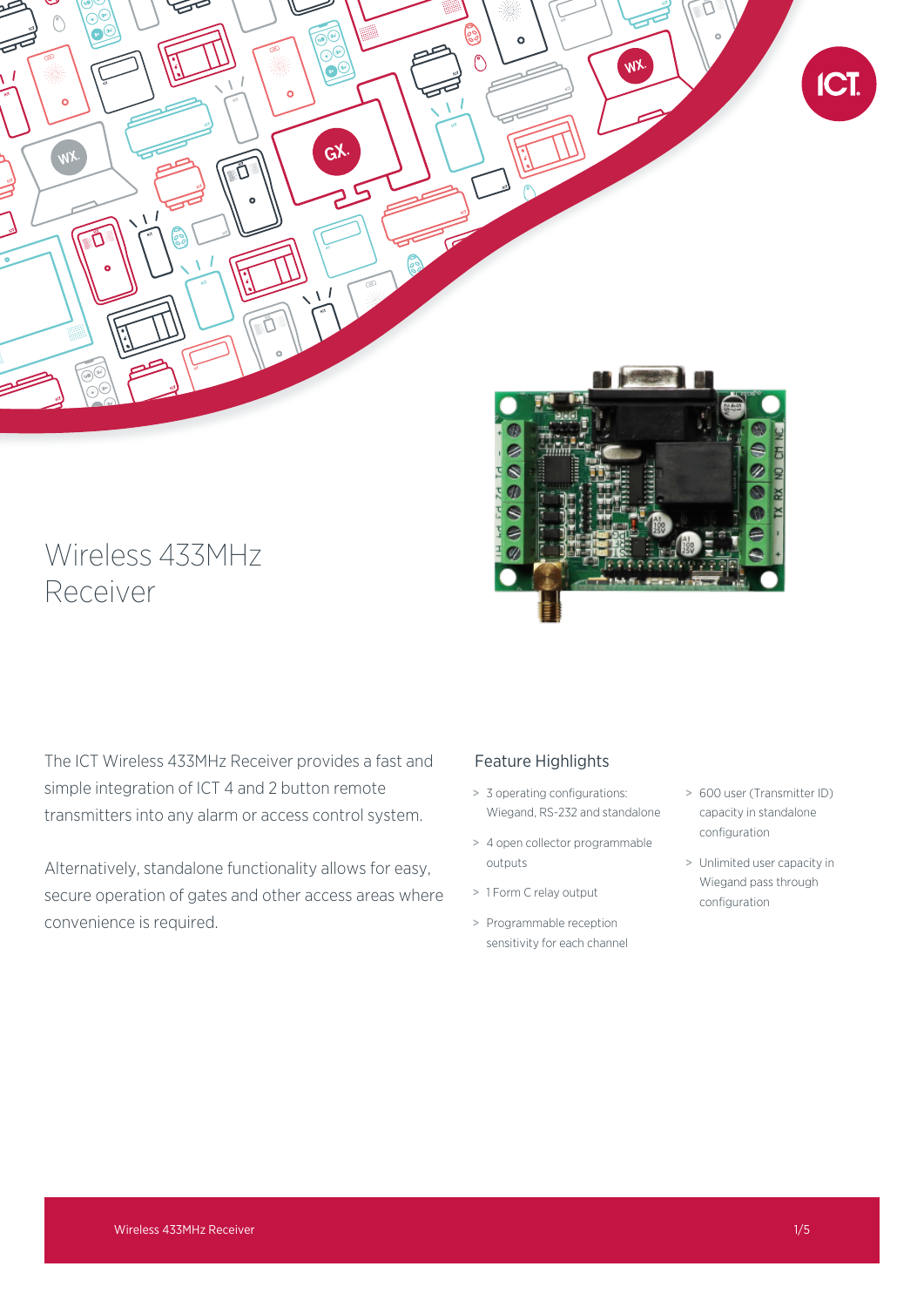# Wireless 433MHz Receiver

The ICT Wireless 433MHz Receiver provides a fast and simple integration of ICT 4 and 2 button remote transmitters into any alarm or access control system.

Alternatively, standalone functionality allows for easy, secure operation of gates and other access areas where convenience is required.

## Feature Highlights

- 3 operating configurations: Wiegand, RS-232 and standalone
- 4 open collector programmable outputs
- 1 Form C relay output
- Programmable reception sensitivity for each channel
- 600 user (Transmitter ID) capacity in standalone configuration
- Unlimited user capacity in Wiegand pass through configuration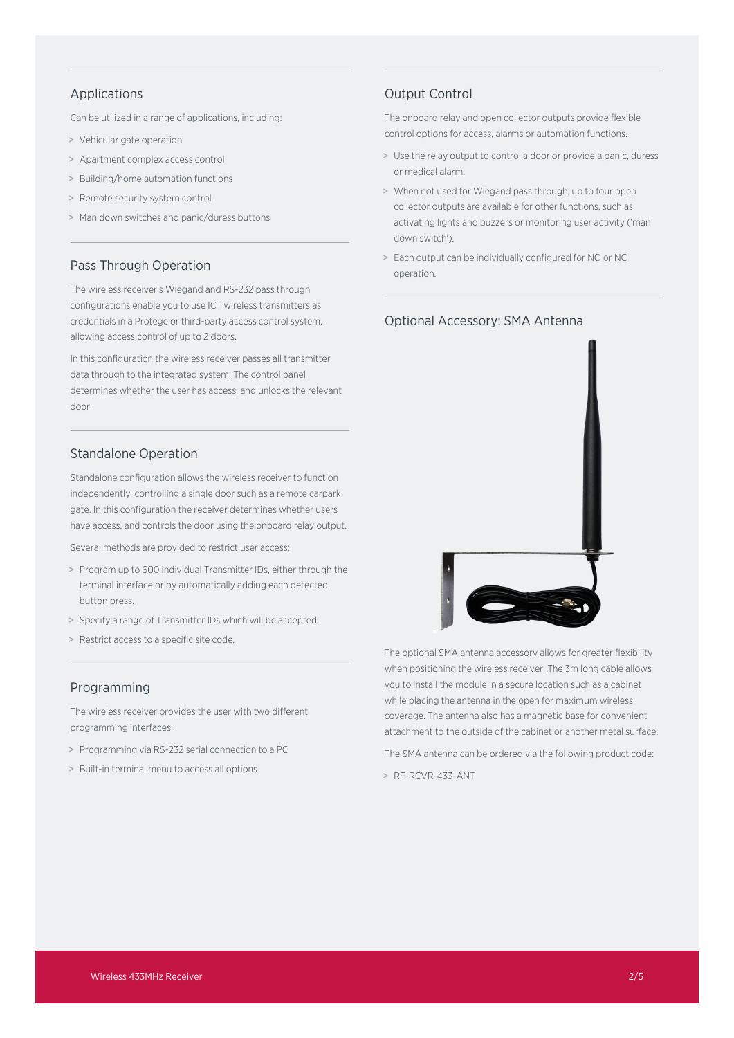## Applications

Can be utilized in a range of applications, including:

- Vehicular gate operation
- Apartment complex access control
- Building/home automation functions
- Remote security system control
- Man down switches and panic/duress buttons

## Pass Through Operation

The wireless receiver's Wiegand and RS-232 pass through configurations enable you to use ICT wireless transmitters as credentials in a Protege or third-party access control system, allowing access control of up to 2 doors.

In this configuration the wireless receiver passes all transmitter data through to the integrated system. The control panel determines whether the user has access, and unlocks the relevant door.

## Standalone Operation

Standalone configuration allows the wireless receiver to function independently, controlling a single door such as a remote carpark gate. In this configuration the receiver determines whether users have access, and controls the door using the onboard relay output.

Several methods are provided to restrict user access:

- Program up to 600 individual Transmitter IDs, either through the terminal interface or by automatically adding each detected button press.
- Specify a range of Transmitter IDs which will be accepted.
- Restrict access to a specific site code.

## Programming

The wireless receiver provides the user with two different programming interfaces:

- Programming via RS-232 serial connection to a PC
- Built-in terminal menu to access all options

## Output Control

The onboard relay and open collector outputs provide flexible control options for access, alarms or automation functions.

- Use the relay output to control a door or provide a panic, duress or medical alarm.
- When not used for Wiegand pass through, up to four open collector outputs are available for other functions, such as activating lights and buzzers or monitoring user activity ('man down switch').
- Each output can be individually configured for NO or NC operation.

## Optional Accessory: SMA Antenna

The optional SMA antenna accessory allows for greater flexibility when positioning the wireless receiver. The 3m long cable allows you to install the module in a secure location such as a cabinet while placing the antenna in the open for maximum wireless coverage. The antenna also has a magnetic base for convenient attachment to the outside of the cabinet or another metal surface.

The SMA antenna can be ordered via the following product code:

- RF-RCVR-433-ANT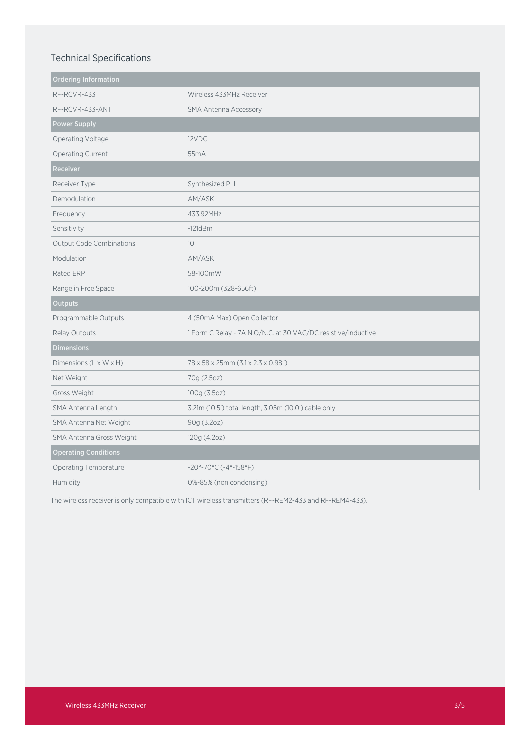## Technical Specifications

| Ordering Information | |
|---|---|
| RF-RCVR-433 | Wireless 433MHz Receiver |
| RF-RCVR-433-ANT | SMA Antenna Accessory |
| **Power Supply** | |
| Operating Voltage | 12VDC |
| Operating Current | 55mA |
| **Receiver** | |
| Receiver Type | Synthesized PLL |
| Demodulation | AM/ASK |
| Frequency | 433.92MHz |
| Sensitivity | -121dBm |
| Output Code Combinations | 10 |
| Modulation | AM/ASK |
| Rated ERP | 58-100mW |
| Range in Free Space | 100-200m (328-656ft) |
| **Outputs** | |
| Programmable Outputs | 4 (50mA Max) Open Collector |
| Relay Outputs | 1 Form C Relay - 7A N.O/N.C. at 30 VAC/DC resistive/inductive |
| **Dimensions** | |
| Dimensions (L x W x H) | 78 x 58 x 25mm (3.1 x 2.3 x 0.98") |
| Net Weight | 70g (2.5oz) |
| Gross Weight | 100g (3.5oz) |
| SMA Antenna Length | 3.21m (10.5') total length, 3.05m (10.0') cable only |
| SMA Antenna Net Weight | 90g (3.2oz) |
| SMA Antenna Gross Weight | 120g (4.2oz) |
| **Operating Conditions** | |
| Operating Temperature | -20°-70°C (-4°-158°F) |
| Humidity | 0%-85% (non condensing) |

The wireless receiver is only compatible with ICT wireless transmitters (RF-REM2-433 and RF-REM4-433).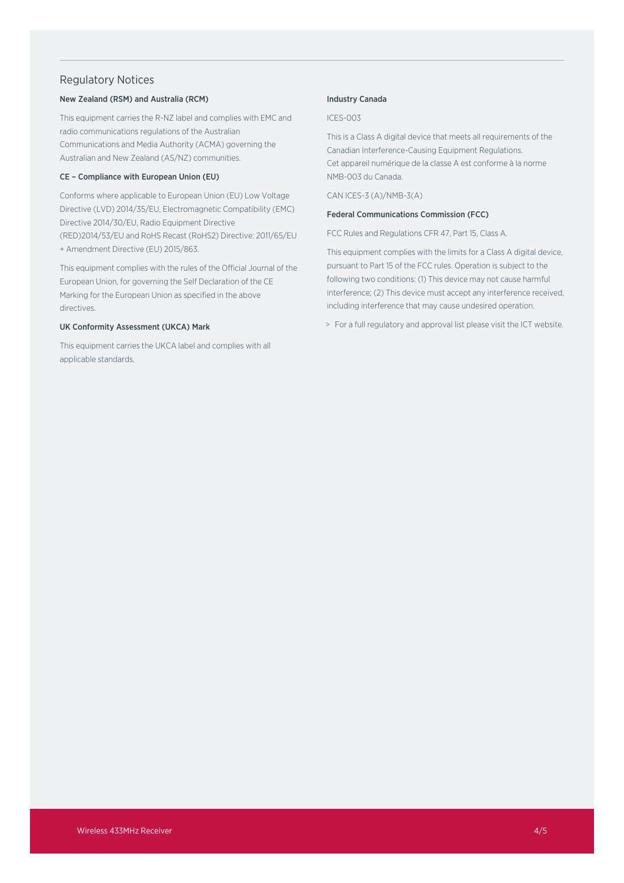## Regulatory Notices

### New Zealand (RSM) and Australia (RCM)

This equipment carries the R-NZ label and complies with EMC and radio communications regulations of the Australian Communications and Media Authority (ACMA) governing the Australian and New Zealand (AS/NZ) communities.

### CE – Compliance with European Union (EU)

Conforms where applicable to European Union (EU) Low Voltage Directive (LVD) 2014/35/EU, Electromagnetic Compatibility (EMC) Directive 2014/30/EU, Radio Equipment Directive (RED)2014/53/EU and RoHS Recast (RoHS2) Directive: 2011/65/EU + Amendment Directive (EU) 2015/863.

This equipment complies with the rules of the Official Journal of the European Union, for governing the Self Declaration of the CE Marking for the European Union as specified in the above directives.

### UK Conformity Assessment (UKCA) Mark

This equipment carries the UKCA label and complies with all applicable standards.

### Industry Canada

ICES-003

This is a Class A digital device that meets all requirements of the Canadian Interference-Causing Equipment Regulations.
Cet appareil numérique de la classe A est conforme à la norme NMB-003 du Canada.

CAN ICES-3 (A)/NMB-3(A)

### Federal Communications Commission (FCC)

FCC Rules and Regulations CFR 47, Part 15, Class A.

This equipment complies with the limits for a Class A digital device, pursuant to Part 15 of the FCC rules. Operation is subject to the following two conditions: (1) This device may not cause harmful interference; (2) This device must accept any interference received, including interference that may cause undesired operation.

> For a full regulatory and approval list please visit the ICT website.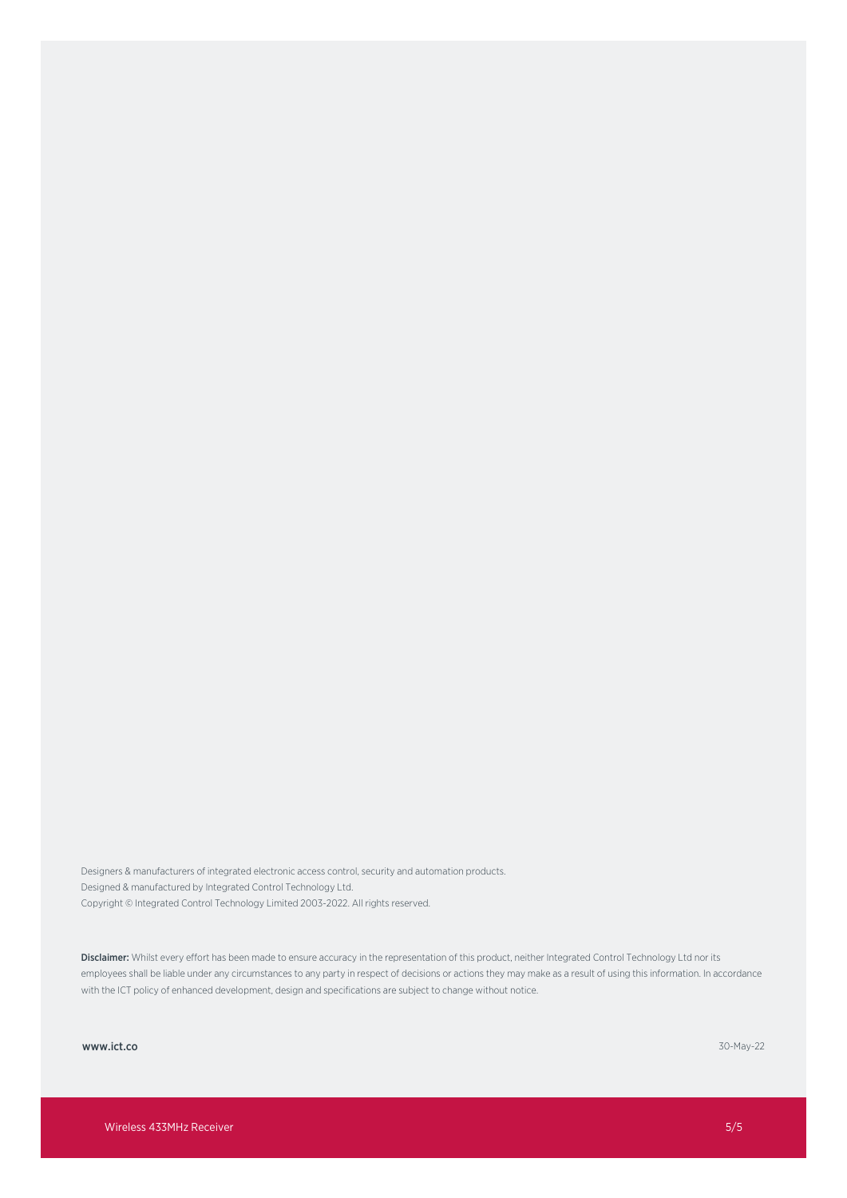Designers & manufacturers of integrated electronic access control, security and automation products.
Designed & manufactured by Integrated Control Technology Ltd.
Copyright © Integrated Control Technology Limited 2003-2022. All rights reserved.

**Disclaimer:** Whilst every effort has been made to ensure accuracy in the representation of this product, neither Integrated Control Technology Ltd nor its employees shall be liable under any circumstances to any party in respect of decisions or actions they may make as a result of using this information. In accordance with the ICT policy of enhanced development, design and specifications are subject to change without notice.

**www.ict.co**

30-May-22